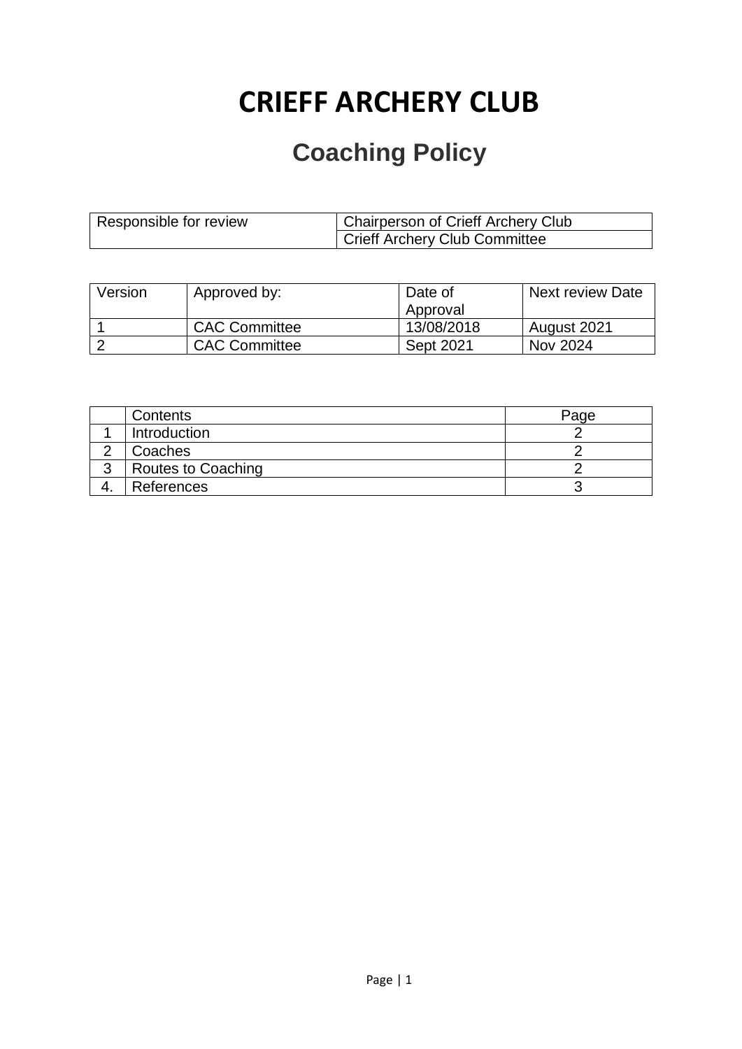# CRIEFF ARCHERY CLUB

## Coaching Policy

| Responsible for review | Chairperson of Crieff Archery Club |
|---|---|
| | Crieff Archery Club Committee |

| Version | Approved by: | Date of Approval | Next review Date |
|---|---|---|---|
| 1 | CAC Committee | 13/08/2018 | August 2021 |
| 2 | CAC Committee | Sept 2021 | Nov 2024 |

| | Contents | Page |
|---|---|---|
| 1 | Introduction | 2 |
| 2 | Coaches | 2 |
| 3 | Routes to Coaching | 2 |
| 4. | References | 3 |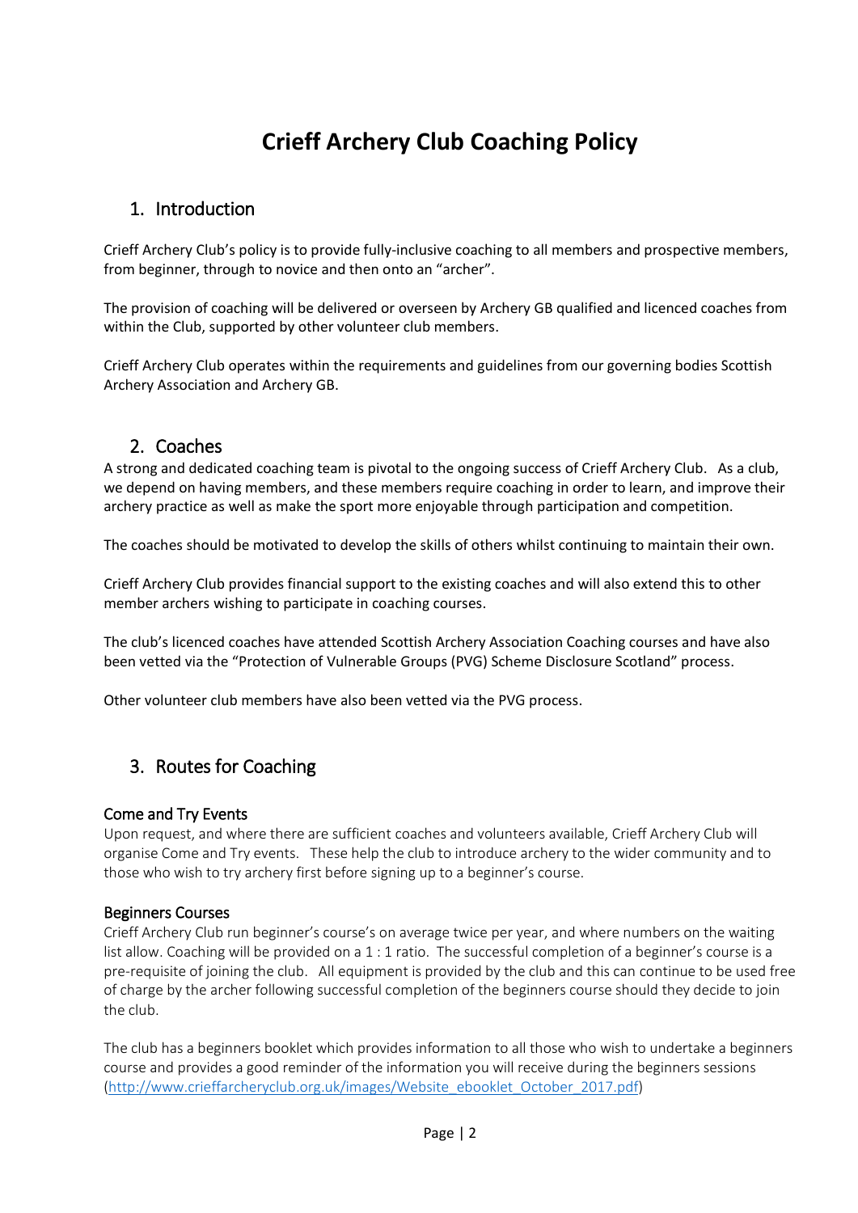# Crieff Archery Club Coaching Policy

## 1. Introduction

Crieff Archery Club's policy is to provide fully-inclusive coaching to all members and prospective members, from beginner, through to novice and then onto an "archer".

The provision of coaching will be delivered or overseen by Archery GB qualified and licenced coaches from within the Club, supported by other volunteer club members.

Crieff Archery Club operates within the requirements and guidelines from our governing bodies Scottish Archery Association and Archery GB.

## 2. Coaches

A strong and dedicated coaching team is pivotal to the ongoing success of Crieff Archery Club. As a club, we depend on having members, and these members require coaching in order to learn, and improve their archery practice as well as make the sport more enjoyable through participation and competition.

The coaches should be motivated to develop the skills of others whilst continuing to maintain their own.

Crieff Archery Club provides financial support to the existing coaches and will also extend this to other member archers wishing to participate in coaching courses.

The club's licenced coaches have attended Scottish Archery Association Coaching courses and have also been vetted via the "Protection of Vulnerable Groups (PVG) Scheme Disclosure Scotland" process.

Other volunteer club members have also been vetted via the PVG process.

## 3. Routes for Coaching

### Come and Try Events

Upon request, and where there are sufficient coaches and volunteers available, Crieff Archery Club will organise Come and Try events. These help the club to introduce archery to the wider community and to those who wish to try archery first before signing up to a beginner's course.

### Beginners Courses

Crieff Archery Club run beginner's course's on average twice per year, and where numbers on the waiting list allow. Coaching will be provided on a 1 : 1 ratio. The successful completion of a beginner's course is a pre-requisite of joining the club. All equipment is provided by the club and this can continue to be used free of charge by the archer following successful completion of the beginners course should they decide to join the club.

The club has a beginners booklet which provides information to all those who wish to undertake a beginners course and provides a good reminder of the information you will receive during the beginners sessions (http://www.crieffarcheryclub.org.uk/images/Website_ebooklet_October_2017.pdf)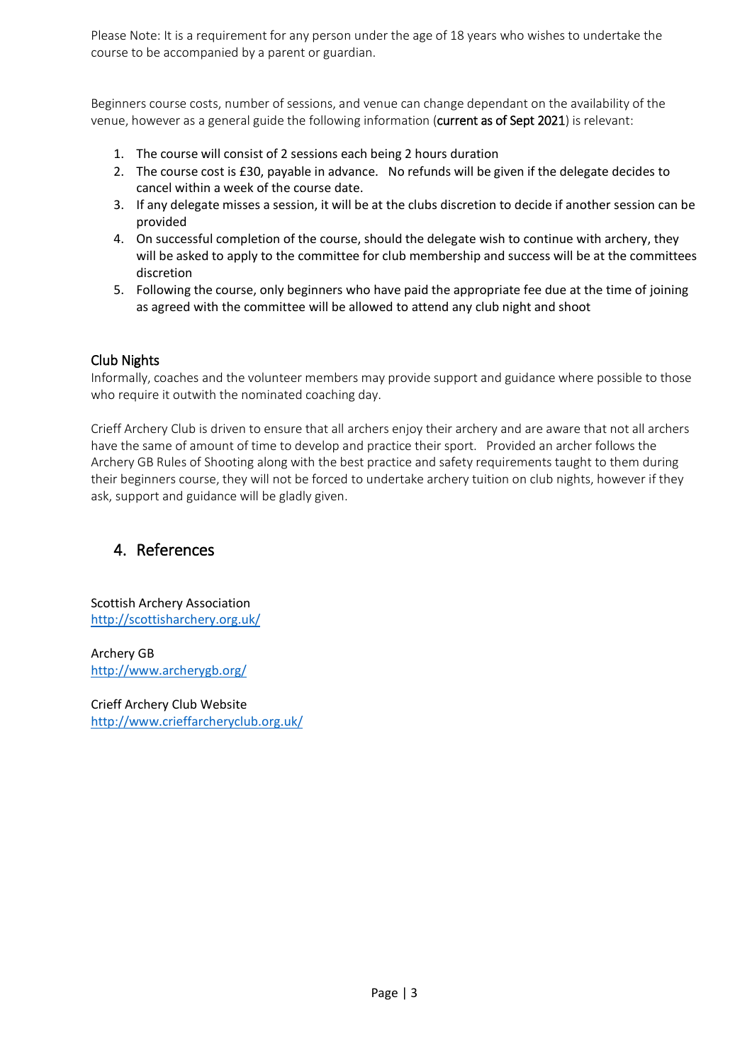Please Note: It is a requirement for any person under the age of 18 years who wishes to undertake the course to be accompanied by a parent or guardian.

Beginners course costs, number of sessions, and venue can change dependant on the availability of the venue, however as a general guide the following information (current as of Sept 2021) is relevant:

1. The course will consist of 2 sessions each being 2 hours duration
2. The course cost is £30, payable in advance. No refunds will be given if the delegate decides to cancel within a week of the course date.
3. If any delegate misses a session, it will be at the clubs discretion to decide if another session can be provided
4. On successful completion of the course, should the delegate wish to continue with archery, they will be asked to apply to the committee for club membership and success will be at the committees discretion
5. Following the course, only beginners who have paid the appropriate fee due at the time of joining as agreed with the committee will be allowed to attend any club night and shoot

### Club Nights

Informally, coaches and the volunteer members may provide support and guidance where possible to those who require it outwith the nominated coaching day.

Crieff Archery Club is driven to ensure that all archers enjoy their archery and are aware that not all archers have the same of amount of time to develop and practice their sport. Provided an archer follows the Archery GB Rules of Shooting along with the best practice and safety requirements taught to them during their beginners course, they will not be forced to undertake archery tuition on club nights, however if they ask, support and guidance will be gladly given.

## 4. References

Scottish Archery Association
http://scottisharchery.org.uk/

Archery GB
http://www.archerygb.org/

Crieff Archery Club Website
http://www.crieffarcheryclub.org.uk/